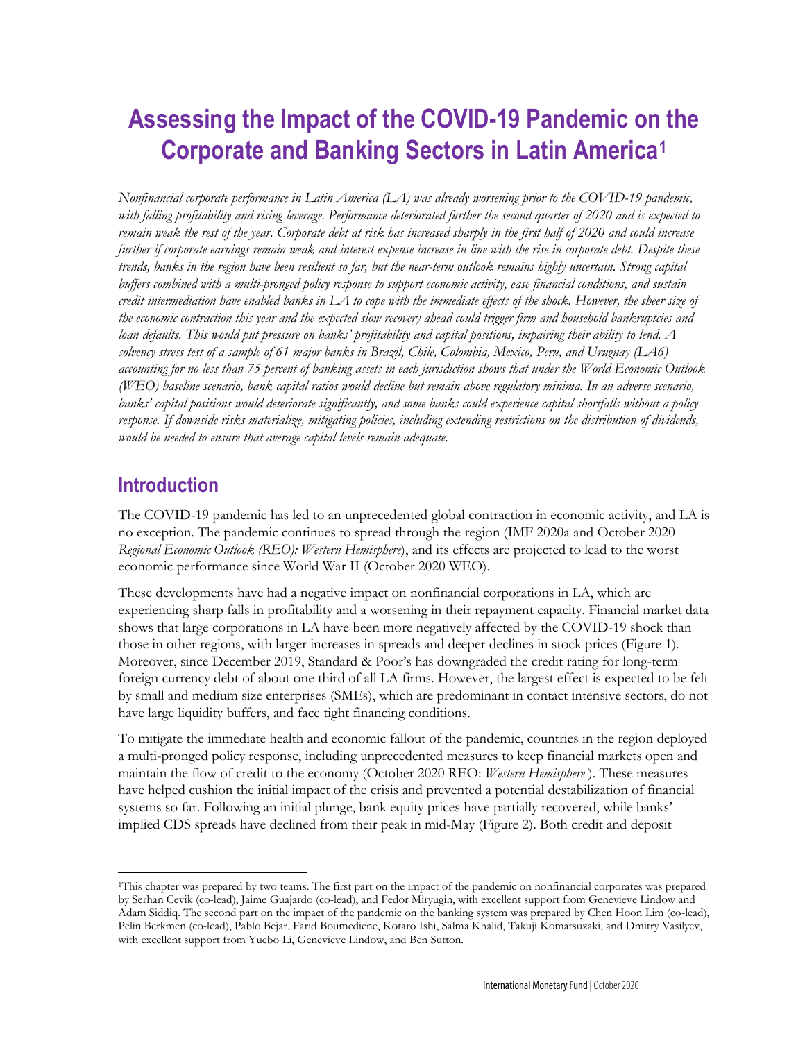# Assessing the Impact of the COVID-19 Pandemic on the Corporate and Banking Sectors in Latin America[1]

*Nonfinancial corporate performance in Latin America (LA) was already worsening prior to the COVID-19 pandemic, with falling profitability and rising leverage. Performance deteriorated further the second quarter of 2020 and is expected to remain weak the rest of the year. Corporate debt at risk has increased sharply in the first half of 2020 and could increase further if corporate earnings remain weak and interest expense increase in line with the rise in corporate debt. Despite these trends, banks in the region have been resilient so far, but the near-term outlook remains highly uncertain. Strong capital buffers combined with a multi-pronged policy response to support economic activity, ease financial conditions, and sustain credit intermediation have enabled banks in LA to cope with the immediate effects of the shock. However, the sheer size of the economic contraction this year and the expected slow recovery ahead could trigger firm and household bankruptcies and loan defaults. This would put pressure on banks' profitability and capital positions, impairing their ability to lend. A solvency stress test of a sample of 61 major banks in Brazil, Chile, Colombia, Mexico, Peru, and Uruguay (LA6) accounting for no less than 75 percent of banking assets in each jurisdiction shows that under the World Economic Outlook (WEO) baseline scenario, bank capital ratios would decline but remain above regulatory minima. In an adverse scenario, banks' capital positions would deteriorate significantly, and some banks could experience capital shortfalls without a policy response. If downside risks materialize, mitigating policies, including extending restrictions on the distribution of dividends, would be needed to ensure that average capital levels remain adequate.*

## Introduction

The COVID-19 pandemic has led to an unprecedented global contraction in economic activity, and LA is no exception. The pandemic continues to spread through the region (IMF 2020a and October 2020 *Regional Economic Outlook (REO): Western Hemisphere*), and its effects are projected to lead to the worst economic performance since World War II (October 2020 WEO).

These developments have had a negative impact on nonfinancial corporations in LA, which are experiencing sharp falls in profitability and a worsening in their repayment capacity. Financial market data shows that large corporations in LA have been more negatively affected by the COVID-19 shock than those in other regions, with larger increases in spreads and deeper declines in stock prices (Figure 1). Moreover, since December 2019, Standard & Poor's has downgraded the credit rating for long-term foreign currency debt of about one third of all LA firms. However, the largest effect is expected to be felt by small and medium size enterprises (SMEs), which are predominant in contact intensive sectors, do not have large liquidity buffers, and face tight financing conditions.

To mitigate the immediate health and economic fallout of the pandemic, countries in the region deployed a multi-pronged policy response, including unprecedented measures to keep financial markets open and maintain the flow of credit to the economy (October 2020 REO: *Western Hemisphere*). These measures have helped cushion the initial impact of the crisis and prevented a potential destabilization of financial systems so far. Following an initial plunge, bank equity prices have partially recovered, while banks' implied CDS spreads have declined from their peak in mid-May (Figure 2). Both credit and deposit

[1]This chapter was prepared by two teams. The first part on the impact of the pandemic on nonfinancial corporates was prepared by Serhan Cevik (co-lead), Jaime Guajardo (co-lead), and Fedor Miryugin, with excellent support from Genevieve Lindow and Adam Siddiq. The second part on the impact of the pandemic on the banking system was prepared by Chen Hoon Lim (co-lead), Pelin Berkmen (co-lead), Pablo Bejar, Farid Boumediene, Kotaro Ishi, Salma Khalid, Takuji Komatsuzaki, and Dmitry Vasilyev, with excellent support from Yuebo Li, Genevieve Lindow, and Ben Sutton.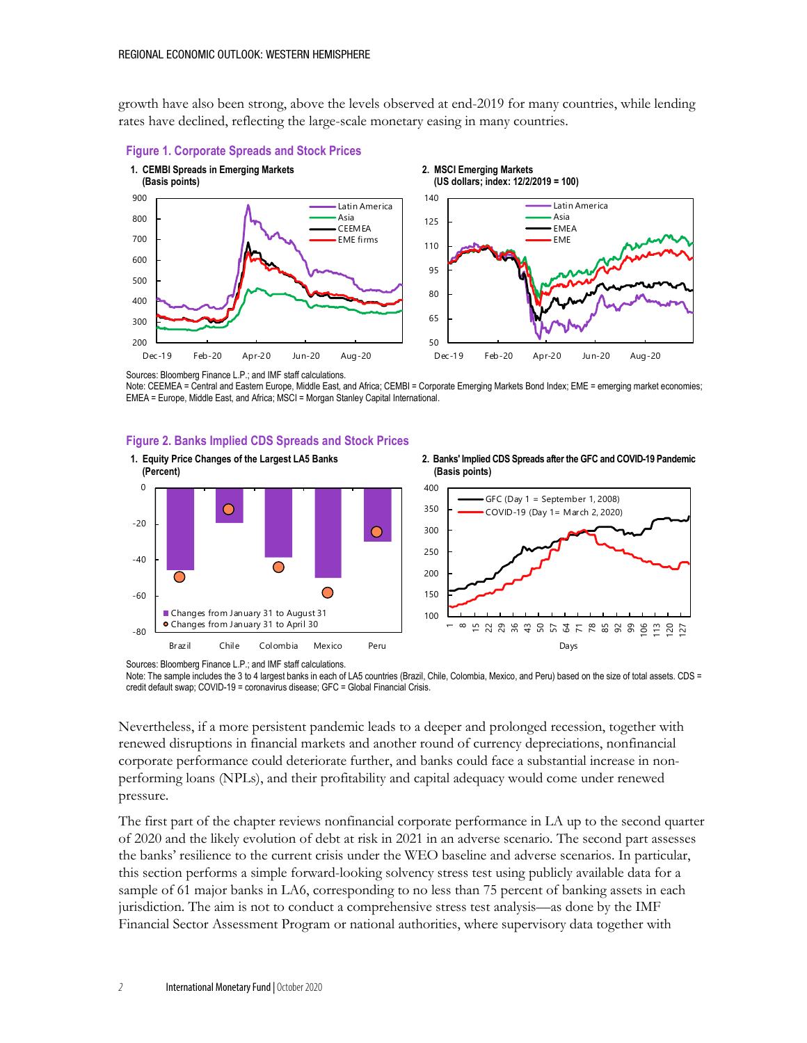growth have also been strong, above the levels observed at end-2019 for many countries, while lending rates have declined, reflecting the large-scale monetary easing in many countries.

### Figure 1. Corporate Spreads and Stock Prices

**1. CEMBI Spreads in Emerging Markets (Basis points)**

**2. MSCI Emerging Markets (US dollars; index: 12/2/2019 = 100)**

Sources: Bloomberg Finance L.P.; and IMF staff calculations.
Note: CEEMEA = Central and Eastern Europe, Middle East, and Africa; CEMBI = Corporate Emerging Markets Bond Index; EME = emerging market economies; EMEA = Europe, Middle East, and Africa; MSCI = Morgan Stanley Capital International.

### Figure 2. Banks Implied CDS Spreads and Stock Prices

**1. Equity Price Changes of the Largest LA5 Banks (Percent)**

**2. Banks' Implied CDS Spreads after the GFC and COVID-19 Pandemic (Basis points)**

Sources: Bloomberg Finance L.P.; and IMF staff calculations.
Note: The sample includes the 3 to 4 largest banks in each of LA5 countries (Brazil, Chile, Colombia, Mexico, and Peru) based on the size of total assets. CDS = credit default swap; COVID-19 = coronavirus disease; GFC = Global Financial Crisis.

Nevertheless, if a more persistent pandemic leads to a deeper and prolonged recession, together with renewed disruptions in financial markets and another round of currency depreciations, nonfinancial corporate performance could deteriorate further, and banks could face a substantial increase in non-performing loans (NPLs), and their profitability and capital adequacy would come under renewed pressure.

The first part of the chapter reviews nonfinancial corporate performance in LA up to the second quarter of 2020 and the likely evolution of debt at risk in 2021 in an adverse scenario. The second part assesses the banks' resilience to the current crisis under the WEO baseline and adverse scenarios. In particular, this section performs a simple forward-looking solvency stress test using publicly available data for a sample of 61 major banks in LA6, corresponding to no less than 75 percent of banking assets in each jurisdiction. The aim is not to conduct a comprehensive stress test analysis—as done by the IMF Financial Sector Assessment Program or national authorities, where supervisory data together with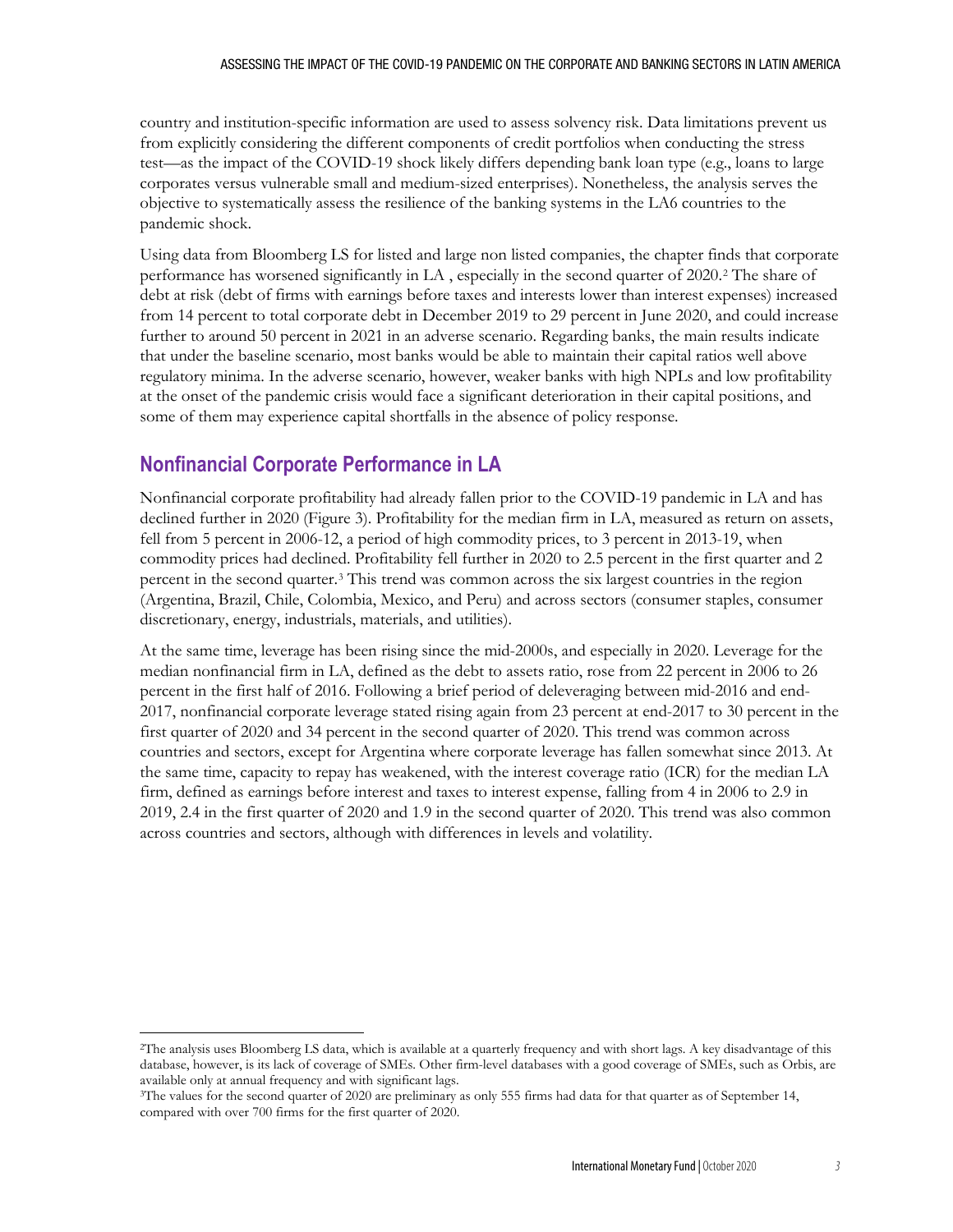country and institution-specific information are used to assess solvency risk. Data limitations prevent us from explicitly considering the different components of credit portfolios when conducting the stress test—as the impact of the COVID-19 shock likely differs depending bank loan type (e.g., loans to large corporates versus vulnerable small and medium-sized enterprises). Nonetheless, the analysis serves the objective to systematically assess the resilience of the banking systems in the LA6 countries to the pandemic shock.

Using data from Bloomberg LS for listed and large non listed companies, the chapter finds that corporate performance has worsened significantly in LA , especially in the second quarter of 2020.[2] The share of debt at risk (debt of firms with earnings before taxes and interests lower than interest expenses) increased from 14 percent to total corporate debt in December 2019 to 29 percent in June 2020, and could increase further to around 50 percent in 2021 in an adverse scenario. Regarding banks, the main results indicate that under the baseline scenario, most banks would be able to maintain their capital ratios well above regulatory minima. In the adverse scenario, however, weaker banks with high NPLs and low profitability at the onset of the pandemic crisis would face a significant deterioration in their capital positions, and some of them may experience capital shortfalls in the absence of policy response.

## Nonfinancial Corporate Performance in LA

Nonfinancial corporate profitability had already fallen prior to the COVID-19 pandemic in LA and has declined further in 2020 (Figure 3). Profitability for the median firm in LA, measured as return on assets, fell from 5 percent in 2006-12, a period of high commodity prices, to 3 percent in 2013-19, when commodity prices had declined. Profitability fell further in 2020 to 2.5 percent in the first quarter and 2 percent in the second quarter.[3] This trend was common across the six largest countries in the region (Argentina, Brazil, Chile, Colombia, Mexico, and Peru) and across sectors (consumer staples, consumer discretionary, energy, industrials, materials, and utilities).

At the same time, leverage has been rising since the mid-2000s, and especially in 2020. Leverage for the median nonfinancial firm in LA, defined as the debt to assets ratio, rose from 22 percent in 2006 to 26 percent in the first half of 2016. Following a brief period of deleveraging between mid-2016 and end-2017, nonfinancial corporate leverage stated rising again from 23 percent at end-2017 to 30 percent in the first quarter of 2020 and 34 percent in the second quarter of 2020. This trend was common across countries and sectors, except for Argentina where corporate leverage has fallen somewhat since 2013. At the same time, capacity to repay has weakened, with the interest coverage ratio (ICR) for the median LA firm, defined as earnings before interest and taxes to interest expense, falling from 4 in 2006 to 2.9 in 2019, 2.4 in the first quarter of 2020 and 1.9 in the second quarter of 2020. This trend was also common across countries and sectors, although with differences in levels and volatility.

---

[2]The analysis uses Bloomberg LS data, which is available at a quarterly frequency and with short lags. A key disadvantage of this database, however, is its lack of coverage of SMEs. Other firm-level databases with a good coverage of SMEs, such as Orbis, are available only at annual frequency and with significant lags.

[3]The values for the second quarter of 2020 are preliminary as only 555 firms had data for that quarter as of September 14, compared with over 700 firms for the first quarter of 2020.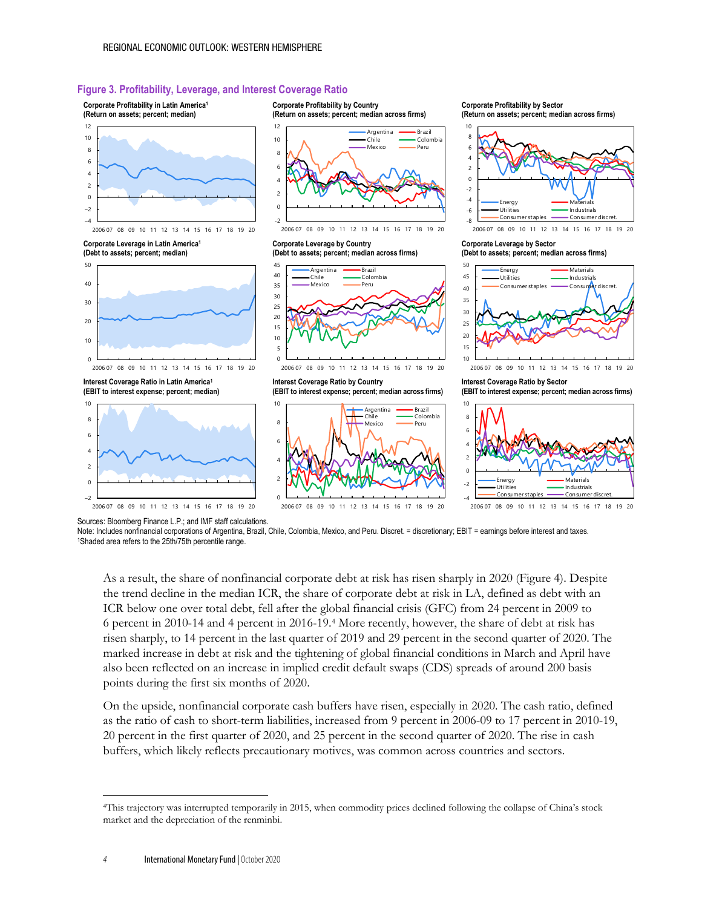**Figure 3. Profitability, Leverage, and Interest Coverage Ratio**

Sources: Bloomberg Finance L.P.; and IMF staff calculations.
Note: Includes nonfinancial corporations of Argentina, Brazil, Chile, Colombia, Mexico, and Peru. Discret. = discretionary; EBIT = earnings before interest and taxes.
[1]Shaded area refers to the 25th/75th percentile range.

As a result, the share of nonfinancial corporate debt at risk has risen sharply in 2020 (Figure 4). Despite the trend decline in the median ICR, the share of corporate debt at risk in LA, defined as debt with an ICR below one over total debt, fell after the global financial crisis (GFC) from 24 percent in 2009 to 6 percent in 2010-14 and 4 percent in 2016-19.[4] More recently, however, the share of debt at risk has risen sharply, to 14 percent in the last quarter of 2019 and 29 percent in the second quarter of 2020. The marked increase in debt at risk and the tightening of global financial conditions in March and April have also been reflected on an increase in implied credit default swaps (CDS) spreads of around 200 basis points during the first six months of 2020.

On the upside, nonfinancial corporate cash buffers have risen, especially in 2020. The cash ratio, defined as the ratio of cash to short-term liabilities, increased from 9 percent in 2006-09 to 17 percent in 2010-19, 20 percent in the first quarter of 2020, and 25 percent in the second quarter of 2020. The rise in cash buffers, which likely reflects precautionary motives, was common across countries and sectors.

---

[4]This trajectory was interrupted temporarily in 2015, when commodity prices declined following the collapse of China's stock market and the depreciation of the renminbi.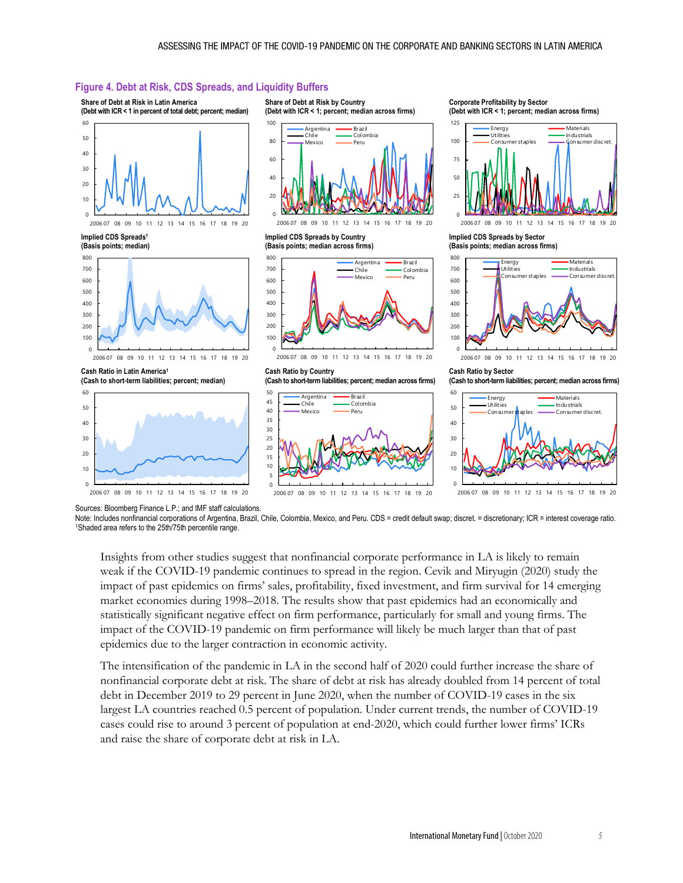## Figure 4. Debt at Risk, CDS Spreads, and Liquidity Buffers

**Share of Debt at Risk in Latin America**
(Debt with ICR < 1 in percent of total debt; percent; median)

**Share of Debt at Risk by Country**
(Debt with ICR < 1; percent; median across firms)

**Corporate Profitability by Sector**
(Debt with ICR < 1; percent; median across firms)

**Implied CDS Spreads[1]**
(Basis points; median)

**Implied CDS Spreads by Country**
(Basis points; median across firms)

**Implied CDS Spreads by Sector**
(Basis points; median across firms)

**Cash Ratio in Latin America[1]**
(Cash to short-term liabilities; percent; median)

**Cash Ratio by Country**
(Cash to short-term liabilities; percent; median across firms)

**Cash Ratio by Sector**
(Cash to short-term liabilities; percent; median across firms)

Sources: Bloomberg Finance L.P.; and IMF staff calculations.
Note: Includes nonfinancial corporations of Argentina, Brazil, Chile, Colombia, Mexico, and Peru. CDS = credit default swap; discret. = discretionary; ICR = interest coverage ratio.
[1]Shaded area refers to the 25th/75th percentile range.

Insights from other studies suggest that nonfinancial corporate performance in LA is likely to remain weak if the COVID-19 pandemic continues to spread in the region. Cevik and Miryugin (2020) study the impact of past epidemics on firms' sales, profitability, fixed investment, and firm survival for 14 emerging market economies during 1998–2018. The results show that past epidemics had an economically and statistically significant negative effect on firm performance, particularly for small and young firms. The impact of the COVID-19 pandemic on firm performance will likely be much larger than that of past epidemics due to the larger contraction in economic activity.

The intensification of the pandemic in LA in the second half of 2020 could further increase the share of nonfinancial corporate debt at risk. The share of debt at risk has already doubled from 14 percent of total debt in December 2019 to 29 percent in June 2020, when the number of COVID-19 cases in the six largest LA countries reached 0.5 percent of population. Under current trends, the number of COVID-19 cases could rise to around 3 percent of population at end-2020, which could further lower firms' ICRs and raise the share of corporate debt at risk in LA.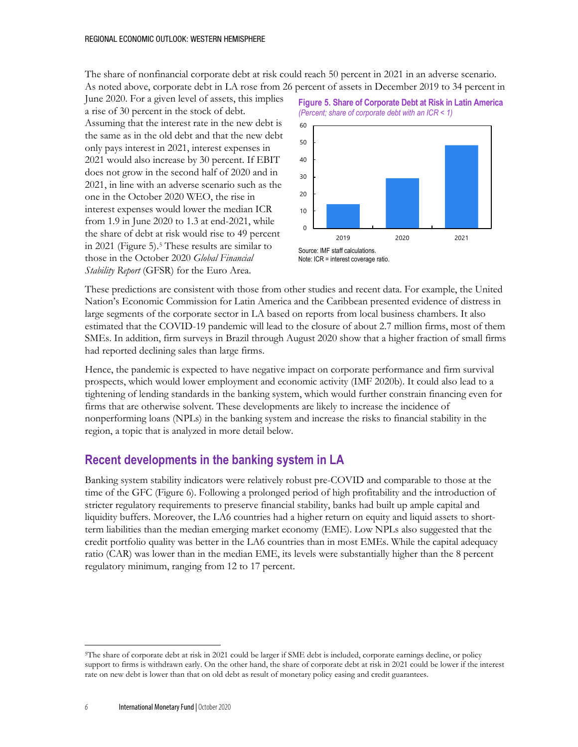The share of nonfinancial corporate debt at risk could reach 50 percent in 2021 in an adverse scenario. As noted above, corporate debt in LA rose from 26 percent of assets in December 2019 to 34 percent in June 2020. For a given level of assets, this implies a rise of 30 percent in the stock of debt. Assuming that the interest rate in the new debt is the same as in the old debt and that the new debt only pays interest in 2021, interest expenses in 2021 would also increase by 30 percent. If EBIT does not grow in the second half of 2020 and in 2021, in line with an adverse scenario such as the one in the October 2020 WEO, the rise in interest expenses would lower the median ICR from 1.9 in June 2020 to 1.3 at end-2021, while the share of debt at risk would rise to 49 percent in 2021 (Figure 5).[5] These results are similar to those in the October 2020 *Global Financial Stability Report* (GFSR) for the Euro Area.

**Figure 5. Share of Corporate Debt at Risk in Latin America**
*(Percent; share of corporate debt with an ICR < 1)*

Source: IMF staff calculations.
Note: ICR = interest coverage ratio.

These predictions are consistent with those from other studies and recent data. For example, the United Nation's Economic Commission for Latin America and the Caribbean presented evidence of distress in large segments of the corporate sector in LA based on reports from local business chambers. It also estimated that the COVID-19 pandemic will lead to the closure of about 2.7 million firms, most of them SMEs. In addition, firm surveys in Brazil through August 2020 show that a higher fraction of small firms had reported declining sales than large firms.

Hence, the pandemic is expected to have negative impact on corporate performance and firm survival prospects, which would lower employment and economic activity (IMF 2020b). It could also lead to a tightening of lending standards in the banking system, which would further constrain financing even for firms that are otherwise solvent. These developments are likely to increase the incidence of nonperforming loans (NPLs) in the banking system and increase the risks to financial stability in the region, a topic that is analyzed in more detail below.

## Recent developments in the banking system in LA

Banking system stability indicators were relatively robust pre-COVID and comparable to those at the time of the GFC (Figure 6). Following a prolonged period of high profitability and the introduction of stricter regulatory requirements to preserve financial stability, banks had built up ample capital and liquidity buffers. Moreover, the LA6 countries had a higher return on equity and liquid assets to short-term liabilities than the median emerging market economy (EME). Low NPLs also suggested that the credit portfolio quality was better in the LA6 countries than in most EMEs. While the capital adequacy ratio (CAR) was lower than in the median EME, its levels were substantially higher than the 8 percent regulatory minimum, ranging from 12 to 17 percent.

[5]The share of corporate debt at risk in 2021 could be larger if SME debt is included, corporate earnings decline, or policy support to firms is withdrawn early. On the other hand, the share of corporate debt at risk in 2021 could be lower if the interest rate on new debt is lower than that on old debt as result of monetary policy easing and credit guarantees.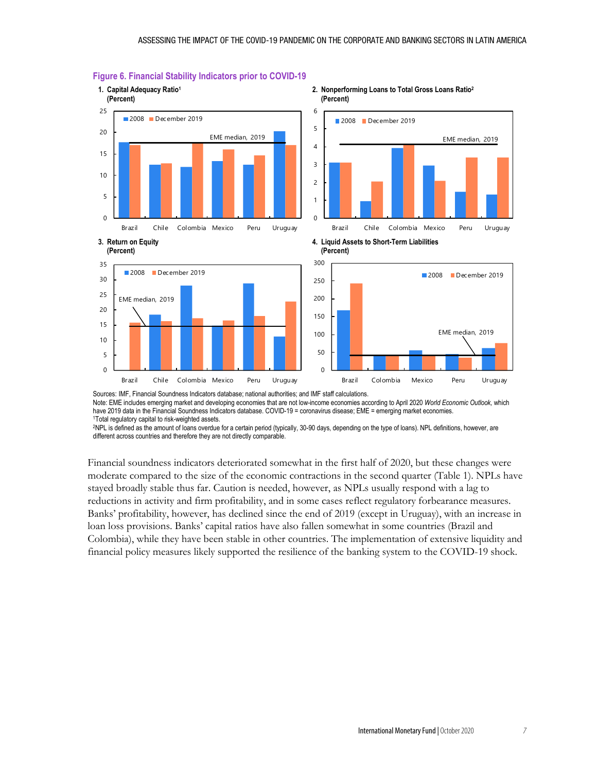**Figure 6. Financial Stability Indicators prior to COVID-19**

1. Capital Adequacy Ratio[1] (Percent)

2. Nonperforming Loans to Total Gross Loans Ratio[2] (Percent)

3. Return on Equity (Percent)

4. Liquid Assets to Short-Term Liabilities (Percent)

Sources: IMF, Financial Soundness Indicators database; national authorities; and IMF staff calculations.
Note: EME includes emerging market and developing economies that are not low-income economies according to April 2020 *World Economic Outlook*, which have 2019 data in the Financial Soundness Indicators database. COVID-19 = coronavirus disease; EME = emerging market economies.
[1]Total regulatory capital to risk-weighted assets.
[2]NPL is defined as the amount of loans overdue for a certain period (typically, 30-90 days, depending on the type of loans). NPL definitions, however, are different across countries and therefore they are not directly comparable.

Financial soundness indicators deteriorated somewhat in the first half of 2020, but these changes were moderate compared to the size of the economic contractions in the second quarter (Table 1). NPLs have stayed broadly stable thus far. Caution is needed, however, as NPLs usually respond with a lag to reductions in activity and firm profitability, and in some cases reflect regulatory forbearance measures. Banks' profitability, however, has declined since the end of 2019 (except in Uruguay), with an increase in loan loss provisions. Banks' capital ratios have also fallen somewhat in some countries (Brazil and Colombia), while they have been stable in other countries. The implementation of extensive liquidity and financial policy measures likely supported the resilience of the banking system to the COVID-19 shock.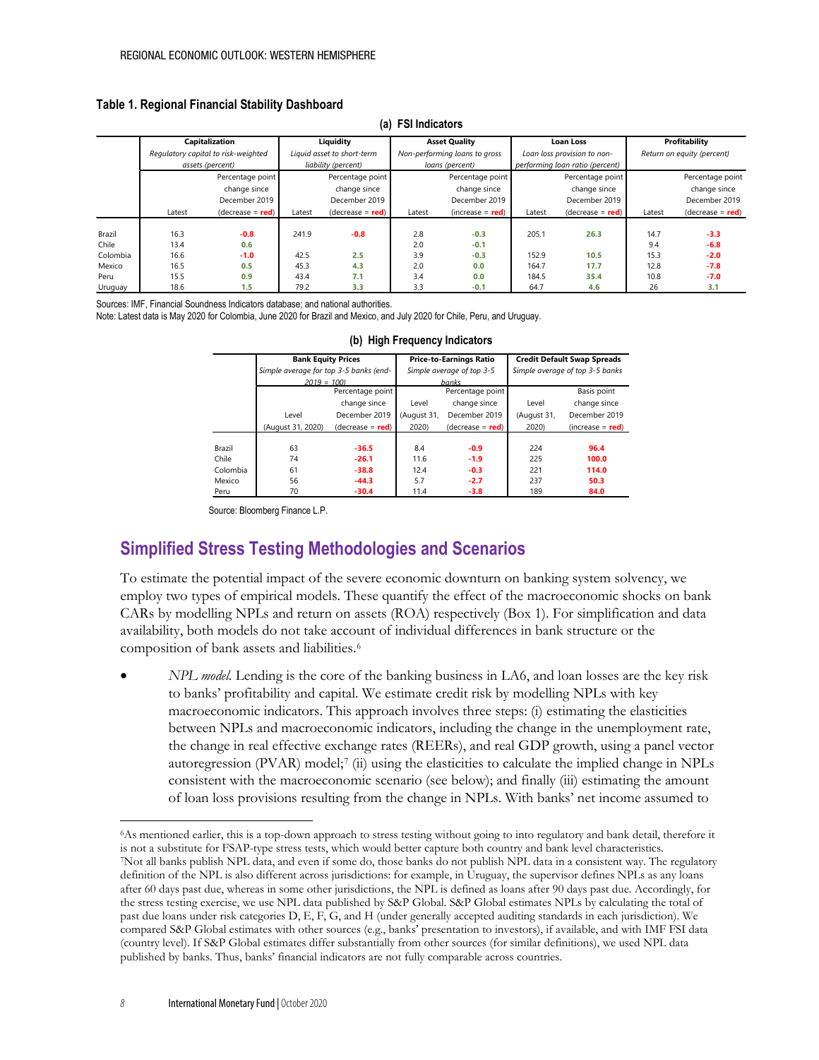## Table 1. Regional Financial Stability Dashboard

**(a) FSI Indicators**

| | Capitalization | | Liquidity | | Asset Quality | | Loan Loss | | Profitability | |
|---|---|---|---|---|---|---|---|---|---|---|
| | *Regulatory capital to risk-weighted assets (percent)* | | *Liquid asset to short-term liability (percent)* | | *Non-performing loans to gross loans (percent)* | | *Loan loss provision to non-performing loan ratio (percent)* | | *Return on equity (percent)* | |
| | Latest | Percentage point change since December 2019 (decrease = red) | Latest | Percentage point change since December 2019 (decrease = red) | Latest | Percentage point change since December 2019 (increase = red) | Latest | Percentage point change since December 2019 (decrease = red) | Latest | Percentage point change since December 2019 (decrease = red) |
| Brazil | 16.3 | -0.8 | 241.9 | -0.8 | 2.8 | -0.3 | 205.1 | 26.3 | 14.7 | -3.3 |
| Chile | 13.4 | 0.6 | | | 2.0 | -0.1 | | | 9.4 | -6.8 |
| Colombia | 16.6 | -1.0 | 42.5 | 2.5 | 3.9 | -0.3 | 152.9 | 10.5 | 15.3 | -2.0 |
| Mexico | 16.5 | 0.5 | 45.3 | 4.3 | 2.0 | 0.0 | 164.7 | 17.7 | 12.8 | -7.8 |
| Peru | 15.5 | 0.9 | 43.4 | 7.1 | 3.4 | 0.0 | 184.5 | 35.4 | 10.8 | -7.0 |
| Uruguay | 18.6 | 1.5 | 79.2 | 3.3 | 3.3 | -0.1 | 64.7 | 4.6 | 26 | 3.1 |

Sources: IMF, Financial Soundness Indicators database; and national authorities.
Note: Latest data is May 2020 for Colombia, June 2020 for Brazil and Mexico, and July 2020 for Chile, Peru, and Uruguay.

**(b) High Frequency Indicators**

| | Bank Equity Prices | | Price-to-Earnings Ratio | | Credit Default Swap Spreads | |
|---|---|---|---|---|---|---|
| | *Simple average for top 3-5 banks (end-2019 = 100)* | | *Simple average of top 3-5 banks* | | *Simple average of top 3-5 banks* | |
| | Level (August 31, 2020) | Percentage point change since December 2019 (decrease = red) | Level (August 31, 2020) | Percentage point change since December 2019 (decrease = red) | Level (August 31, 2020) | Basis point change since December 2019 (increase = red) |
| Brazil | 63 | -36.5 | 8.4 | -0.9 | 224 | 96.4 |
| Chile | 74 | -26.1 | 11.6 | -1.9 | 225 | 100.0 |
| Colombia | 61 | -38.8 | 12.4 | -0.3 | 221 | 114.0 |
| Mexico | 56 | -44.3 | 5.7 | -2.7 | 237 | 50.3 |
| Peru | 70 | -30.4 | 11.4 | -3.8 | 189 | 84.0 |

Source: Bloomberg Finance L.P.

## Simplified Stress Testing Methodologies and Scenarios

To estimate the potential impact of the severe economic downturn on banking system solvency, we employ two types of empirical models. These quantify the effect of the macroeconomic shocks on bank CARs by modelling NPLs and return on assets (ROA) respectively (Box 1). For simplification and data availability, both models do not take account of individual differences in bank structure or the composition of bank assets and liabilities.[6]

- *NPL model.* Lending is the core of the banking business in LA6, and loan losses are the key risk to banks' profitability and capital. We estimate credit risk by modelling NPLs with key macroeconomic indicators. This approach involves three steps: (i) estimating the elasticities between NPLs and macroeconomic indicators, including the change in the unemployment rate, the change in real effective exchange rates (REERs), and real GDP growth, using a panel vector autoregression (PVAR) model;[7] (ii) using the elasticities to calculate the implied change in NPLs consistent with the macroeconomic scenario (see below); and finally (iii) estimating the amount of loan loss provisions resulting from the change in NPLs. With banks' net income assumed to

---

[6]As mentioned earlier, this is a top-down approach to stress testing without going to into regulatory and bank detail, therefore it is not a substitute for FSAP-type stress tests, which would better capture both country and bank level characteristics.

[7]Not all banks publish NPL data, and even if some do, those banks do not publish NPL data in a consistent way. The regulatory definition of the NPL is also different across jurisdictions: for example, in Uruguay, the supervisor defines NPLs as any loans after 60 days past due, whereas in some other jurisdictions, the NPL is defined as loans after 90 days past due. Accordingly, for the stress testing exercise, we use NPL data published by S&P Global. S&P Global estimates NPLs by calculating the total of past due loans under risk categories D, E, F, G, and H (under generally accepted auditing standards in each jurisdiction). We compared S&P Global estimates with other sources (e.g., banks' presentation to investors), if available, and with IMF FSI data (country level). If S&P Global estimates differ substantially from other sources (for similar definitions), we used NPL data published by banks. Thus, banks' financial indicators are not fully comparable across countries.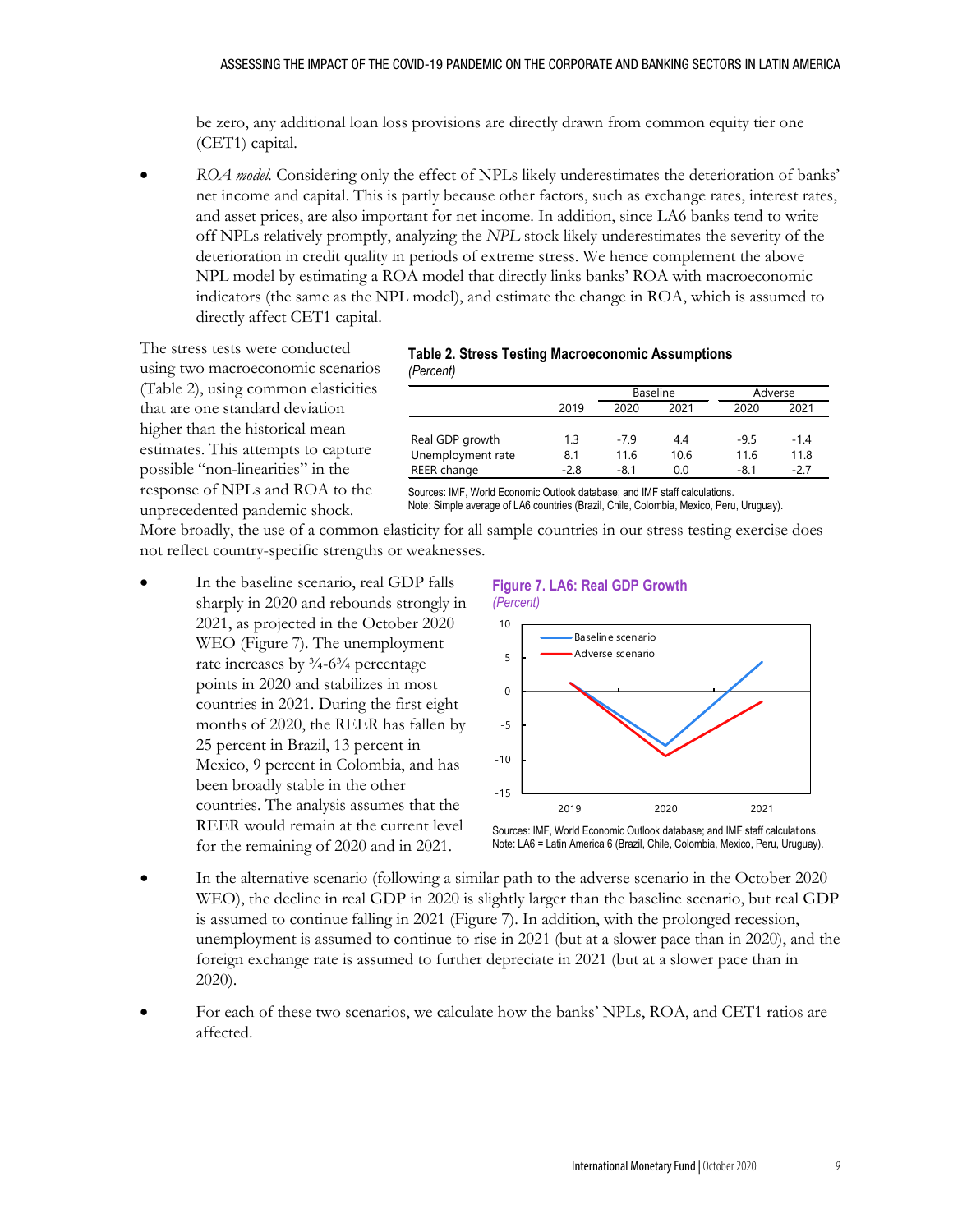be zero, any additional loan loss provisions are directly drawn from common equity tier one (CET1) capital.

- *ROA model.* Considering only the effect of NPLs likely underestimates the deterioration of banks' net income and capital. This is partly because other factors, such as exchange rates, interest rates, and asset prices, are also important for net income. In addition, since LA6 banks tend to write off NPLs relatively promptly, analyzing the *NPL* stock likely underestimates the severity of the deterioration in credit quality in periods of extreme stress. We hence complement the above NPL model by estimating a ROA model that directly links banks' ROA with macroeconomic indicators (the same as the NPL model), and estimate the change in ROA, which is assumed to directly affect CET1 capital.

The stress tests were conducted using two macroeconomic scenarios (Table 2), using common elasticities that are one standard deviation higher than the historical mean estimates. This attempts to capture possible "non-linearities" in the response of NPLs and ROA to the unprecedented pandemic shock. More broadly, the use of a common elasticity for all sample countries in our stress testing exercise does not reflect country-specific strengths or weaknesses.

**Table 2. Stress Testing Macroeconomic Assumptions**
*(Percent)*

| | | Baseline | | Adverse | |
|---|---|---|---|---|---|
| | 2019 | 2020 | 2021 | 2020 | 2021 |
| Real GDP growth | 1.3 | -7.9 | 4.4 | -9.5 | -1.4 |
| Unemployment rate | 8.1 | 11.6 | 10.6 | 11.6 | 11.8 |
| REER change | -2.8 | -8.1 | 0.0 | -8.1 | -2.7 |

Sources: IMF, World Economic Outlook database; and IMF staff calculations.
Note: Simple average of LA6 countries (Brazil, Chile, Colombia, Mexico, Peru, Uruguay).

- In the baseline scenario, real GDP falls sharply in 2020 and rebounds strongly in 2021, as projected in the October 2020 WEO (Figure 7). The unemployment rate increases by ¾-6¾ percentage points in 2020 and stabilizes in most countries in 2021. During the first eight months of 2020, the REER has fallen by 25 percent in Brazil, 13 percent in Mexico, 9 percent in Colombia, and has been broadly stable in the other countries. The analysis assumes that the REER would remain at the current level for the remaining of 2020 and in 2021.

**Figure 7. LA6: Real GDP Growth**
*(Percent)*

Sources: IMF, World Economic Outlook database; and IMF staff calculations.
Note: LA6 = Latin America 6 (Brazil, Chile, Colombia, Mexico, Peru, Uruguay).

- In the alternative scenario (following a similar path to the adverse scenario in the October 2020 WEO), the decline in real GDP in 2020 is slightly larger than the baseline scenario, but real GDP is assumed to continue falling in 2021 (Figure 7). In addition, with the prolonged recession, unemployment is assumed to continue to rise in 2021 (but at a slower pace than in 2020), and the foreign exchange rate is assumed to further depreciate in 2021 (but at a slower pace than in 2020).

- For each of these two scenarios, we calculate how the banks' NPLs, ROA, and CET1 ratios are affected.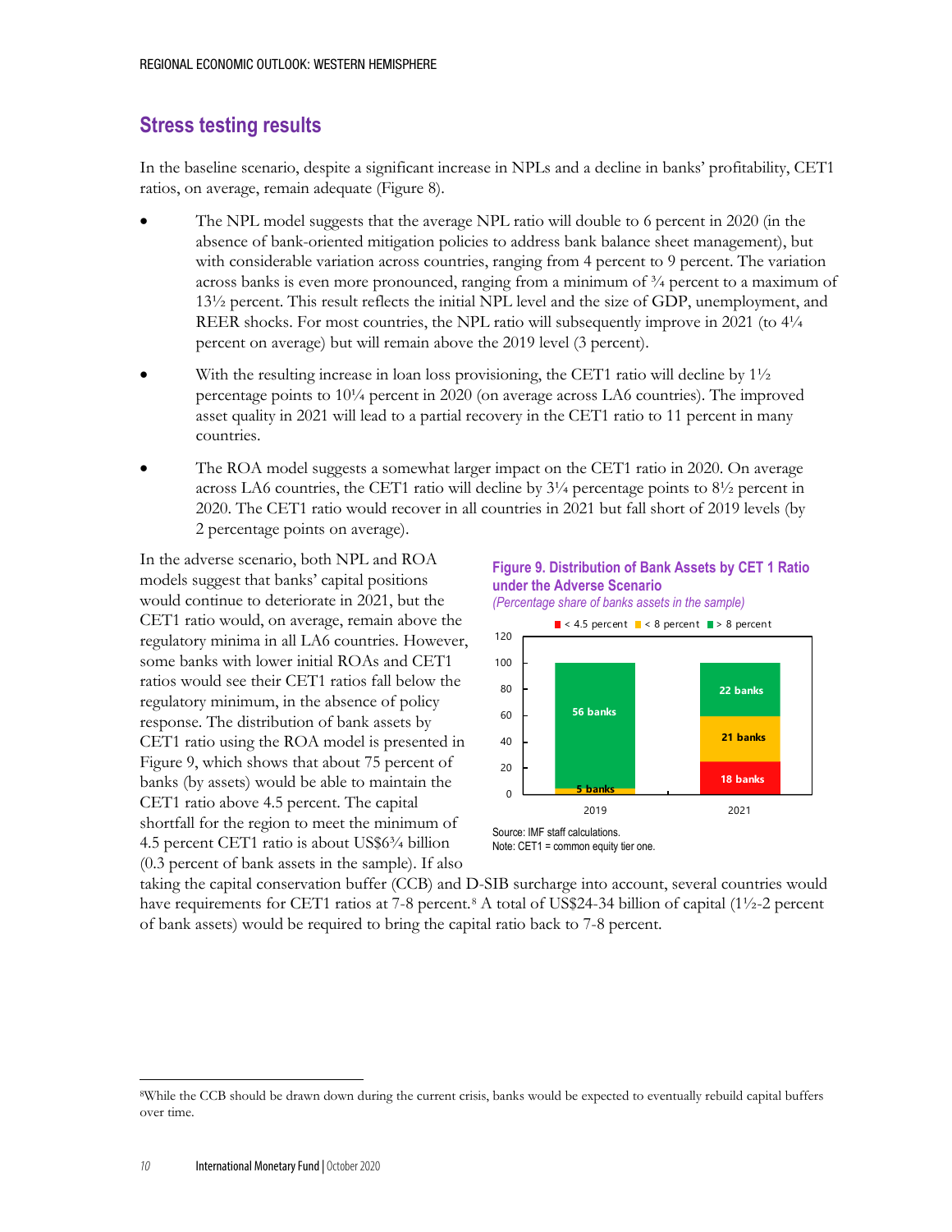## Stress testing results

In the baseline scenario, despite a significant increase in NPLs and a decline in banks' profitability, CET1 ratios, on average, remain adequate (Figure 8).

- The NPL model suggests that the average NPL ratio will double to 6 percent in 2020 (in the absence of bank-oriented mitigation policies to address bank balance sheet management), but with considerable variation across countries, ranging from 4 percent to 9 percent. The variation across banks is even more pronounced, ranging from a minimum of ¾ percent to a maximum of 13½ percent. This result reflects the initial NPL level and the size of GDP, unemployment, and REER shocks. For most countries, the NPL ratio will subsequently improve in 2021 (to 4¼ percent on average) but will remain above the 2019 level (3 percent).
- With the resulting increase in loan loss provisioning, the CET1 ratio will decline by 1½ percentage points to 10¼ percent in 2020 (on average across LA6 countries). The improved asset quality in 2021 will lead to a partial recovery in the CET1 ratio to 11 percent in many countries.
- The ROA model suggests a somewhat larger impact on the CET1 ratio in 2020. On average across LA6 countries, the CET1 ratio will decline by 3¼ percentage points to 8½ percent in 2020. The CET1 ratio would recover in all countries in 2021 but fall short of 2019 levels (by 2 percentage points on average).

In the adverse scenario, both NPL and ROA models suggest that banks' capital positions would continue to deteriorate in 2021, but the CET1 ratio would, on average, remain above the regulatory minima in all LA6 countries. However, some banks with lower initial ROAs and CET1 ratios would see their CET1 ratios fall below the regulatory minimum, in the absence of policy response. The distribution of bank assets by CET1 ratio using the ROA model is presented in Figure 9, which shows that about 75 percent of banks (by assets) would be able to maintain the CET1 ratio above 4.5 percent. The capital shortfall for the region to meet the minimum of 4.5 percent CET1 ratio is about US$6¾ billion (0.3 percent of bank assets in the sample). If also taking the capital conservation buffer (CCB) and D-SIB surcharge into account, several countries would have requirements for CET1 ratios at 7-8 percent.[8] A total of US$24-34 billion of capital (1½-2 percent of bank assets) would be required to bring the capital ratio back to 7-8 percent.

**Figure 9. Distribution of Bank Assets by CET 1 Ratio under the Adverse Scenario**

*(Percentage share of banks assets in the sample)*

| | < 4.5 percent | < 8 percent | > 8 percent |
|---|---|---|---|
| 2019 | | 5 banks | 56 banks |
| 2021 | 18 banks | 21 banks | 22 banks |

Source: IMF staff calculations.
Note: CET1 = common equity tier one.

[8] While the CCB should be drawn down during the current crisis, banks would be expected to eventually rebuild capital buffers over time.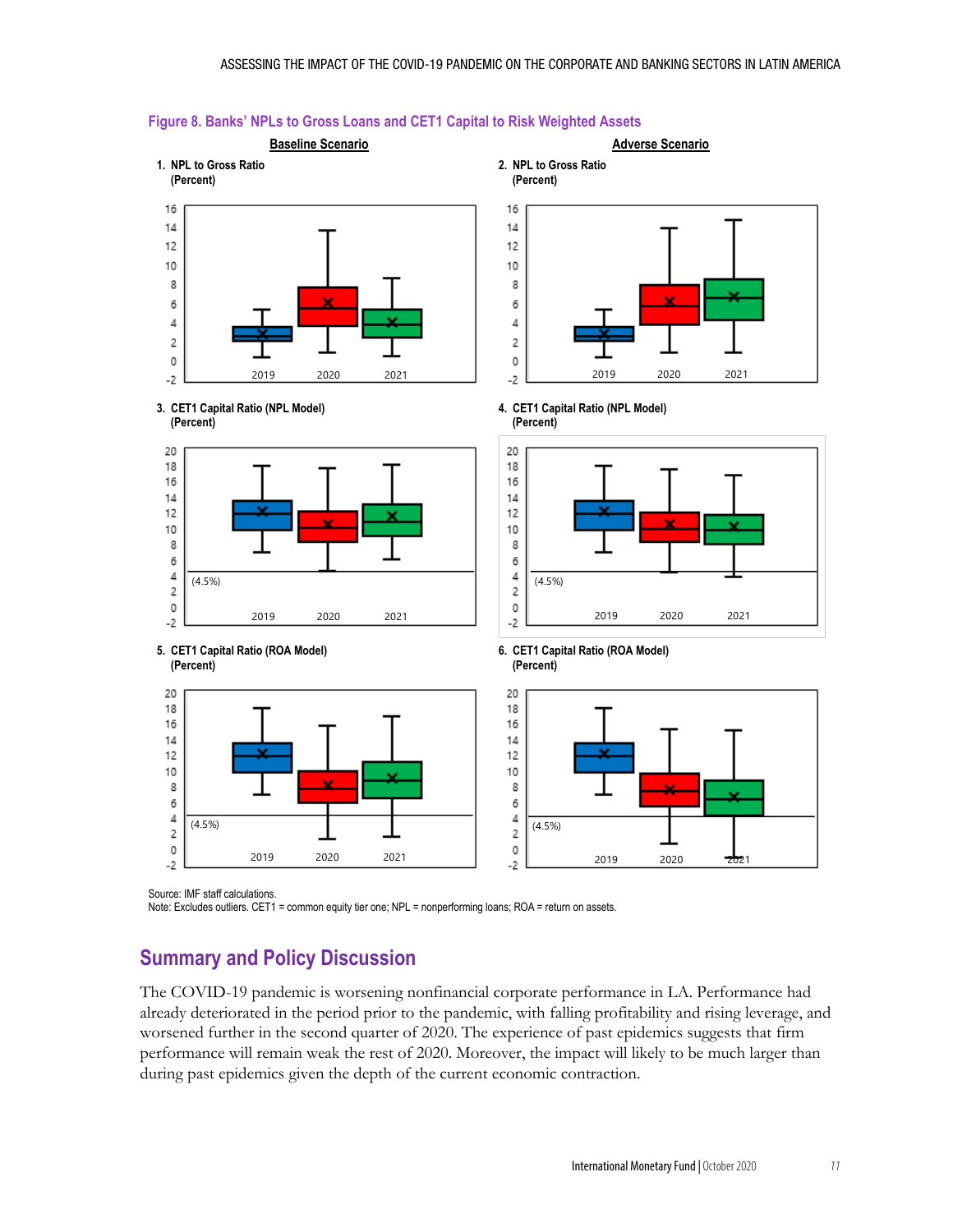**Figure 8. Banks' NPLs to Gross Loans and CET1 Capital to Risk Weighted Assets**

Baseline Scenario

1. NPL to Gross Ratio (Percent)

3. CET1 Capital Ratio (NPL Model) (Percent)

5. CET1 Capital Ratio (ROA Model) (Percent)

Adverse Scenario

2. NPL to Gross Ratio (Percent)

4. CET1 Capital Ratio (NPL Model) (Percent)

6. CET1 Capital Ratio (ROA Model) (Percent)

Source: IMF staff calculations.
Note: Excludes outliers. CET1 = common equity tier one; NPL = nonperforming loans; ROA = return on assets.

## Summary and Policy Discussion

The COVID-19 pandemic is worsening nonfinancial corporate performance in LA. Performance had already deteriorated in the period prior to the pandemic, with falling profitability and rising leverage, and worsened further in the second quarter of 2020. The experience of past epidemics suggests that firm performance will remain weak the rest of 2020. Moreover, the impact will likely to be much larger than during past epidemics given the depth of the current economic contraction.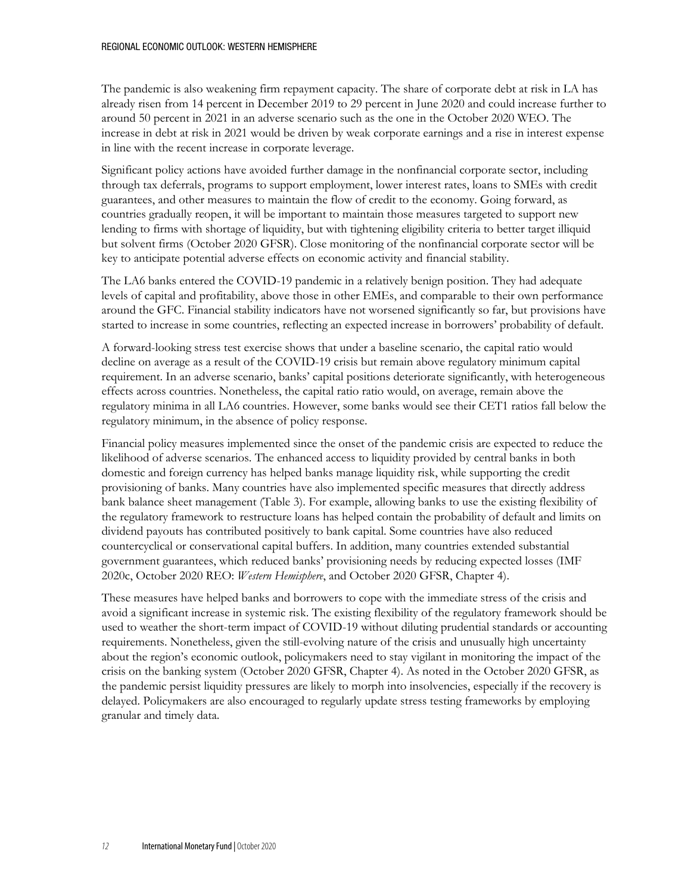The pandemic is also weakening firm repayment capacity. The share of corporate debt at risk in LA has already risen from 14 percent in December 2019 to 29 percent in June 2020 and could increase further to around 50 percent in 2021 in an adverse scenario such as the one in the October 2020 WEO. The increase in debt at risk in 2021 would be driven by weak corporate earnings and a rise in interest expense in line with the recent increase in corporate leverage.

Significant policy actions have avoided further damage in the nonfinancial corporate sector, including through tax deferrals, programs to support employment, lower interest rates, loans to SMEs with credit guarantees, and other measures to maintain the flow of credit to the economy. Going forward, as countries gradually reopen, it will be important to maintain those measures targeted to support new lending to firms with shortage of liquidity, but with tightening eligibility criteria to better target illiquid but solvent firms (October 2020 GFSR). Close monitoring of the nonfinancial corporate sector will be key to anticipate potential adverse effects on economic activity and financial stability.

The LA6 banks entered the COVID-19 pandemic in a relatively benign position. They had adequate levels of capital and profitability, above those in other EMEs, and comparable to their own performance around the GFC. Financial stability indicators have not worsened significantly so far, but provisions have started to increase in some countries, reflecting an expected increase in borrowers' probability of default.

A forward-looking stress test exercise shows that under a baseline scenario, the capital ratio would decline on average as a result of the COVID-19 crisis but remain above regulatory minimum capital requirement. In an adverse scenario, banks' capital positions deteriorate significantly, with heterogeneous effects across countries. Nonetheless, the capital ratio ratio would, on average, remain above the regulatory minima in all LA6 countries. However, some banks would see their CET1 ratios fall below the regulatory minimum, in the absence of policy response.

Financial policy measures implemented since the onset of the pandemic crisis are expected to reduce the likelihood of adverse scenarios. The enhanced access to liquidity provided by central banks in both domestic and foreign currency has helped banks manage liquidity risk, while supporting the credit provisioning of banks. Many countries have also implemented specific measures that directly address bank balance sheet management (Table 3). For example, allowing banks to use the existing flexibility of the regulatory framework to restructure loans has helped contain the probability of default and limits on dividend payouts has contributed positively to bank capital. Some countries have also reduced countercyclical or conservational capital buffers. In addition, many countries extended substantial government guarantees, which reduced banks' provisioning needs by reducing expected losses (IMF 2020c, October 2020 REO: *Western Hemisphere*, and October 2020 GFSR, Chapter 4).

These measures have helped banks and borrowers to cope with the immediate stress of the crisis and avoid a significant increase in systemic risk. The existing flexibility of the regulatory framework should be used to weather the short-term impact of COVID-19 without diluting prudential standards or accounting requirements. Nonetheless, given the still-evolving nature of the crisis and unusually high uncertainty about the region's economic outlook, policymakers need to stay vigilant in monitoring the impact of the crisis on the banking system (October 2020 GFSR, Chapter 4). As noted in the October 2020 GFSR, as the pandemic persist liquidity pressures are likely to morph into insolvencies, especially if the recovery is delayed. Policymakers are also encouraged to regularly update stress testing frameworks by employing granular and timely data.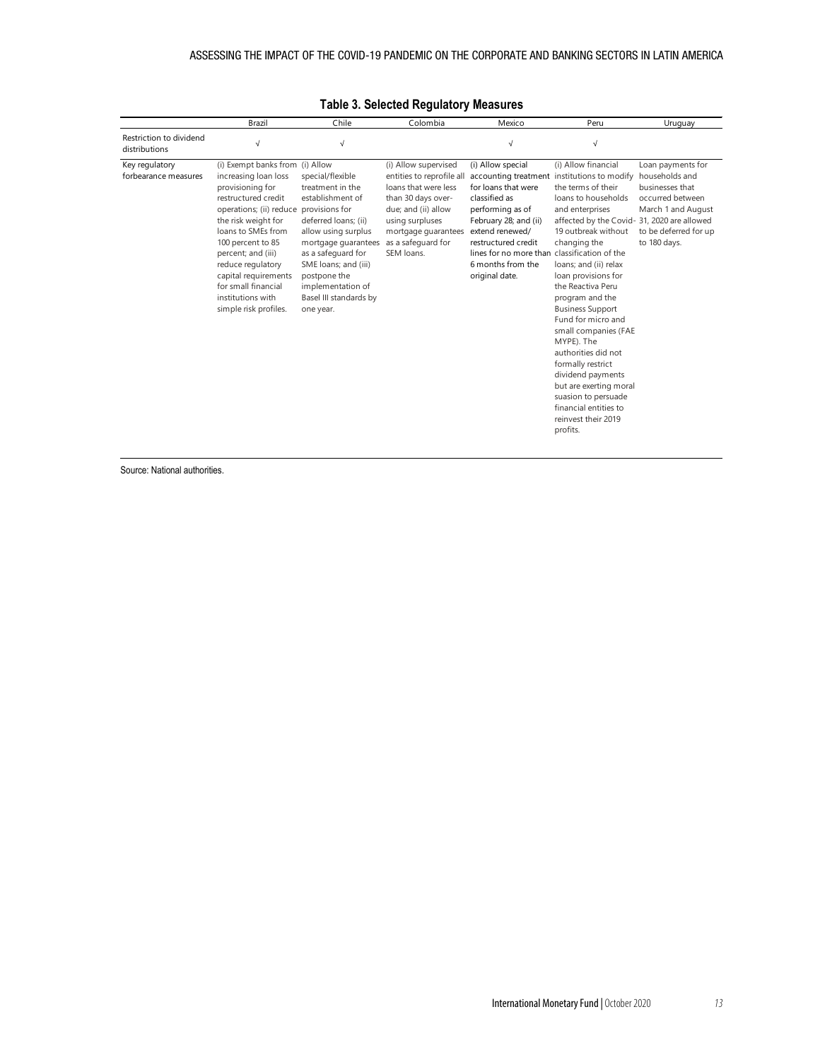**Table 3. Selected Regulatory Measures**

| | Brazil | Chile | Colombia | Mexico | Peru | Uruguay |
|---|---|---|---|---|---|---|
| Restriction to dividend distributions | √ | √ | | √ | √ | |
| Key regulatory forbearance measures | (i) Exempt banks from increasing loan loss provisioning for restructured credit operations; (ii) reduce the risk weight for loans to SMEs from 100 percent to 85 percent; and (iii) reduce regulatory capital requirements for small financial institutions with simple risk profiles. | (i) Allow special/flexible treatment in the establishment of provisions for deferred loans; (ii) allow using surplus mortgage guarantees as a safeguard for SME loans; and (iii) postpone the implementation of Basel III standards by one year. | (i) Allow supervised entities to reprofile all loans that were less than 30 days over-due; and (ii) allow using surpluses mortgage guarantees as a safeguard for SEM loans. | (i) Allow special accounting treatment for loans that were classified as performing as of February 28; and (ii) extend renewed/ restructured credit lines for no more than 6 months from the original date. | (i) Allow financial institutions to modify the terms of their loans to households and enterprises affected by the Covid-19 outbreak without changing the classification of the loans; and (ii) relax loan provisions for the Reactiva Peru program and the Business Support Fund for micro and small companies (FAE MYPE). The authorities did not formally restrict dividend payments but are exerting moral suasion to persuade financial entities to reinvest their 2019 profits. | Loan payments for households and businesses that occurred between March 1 and August 31, 2020 are allowed to be deferred for up to 180 days. |

Source: National authorities.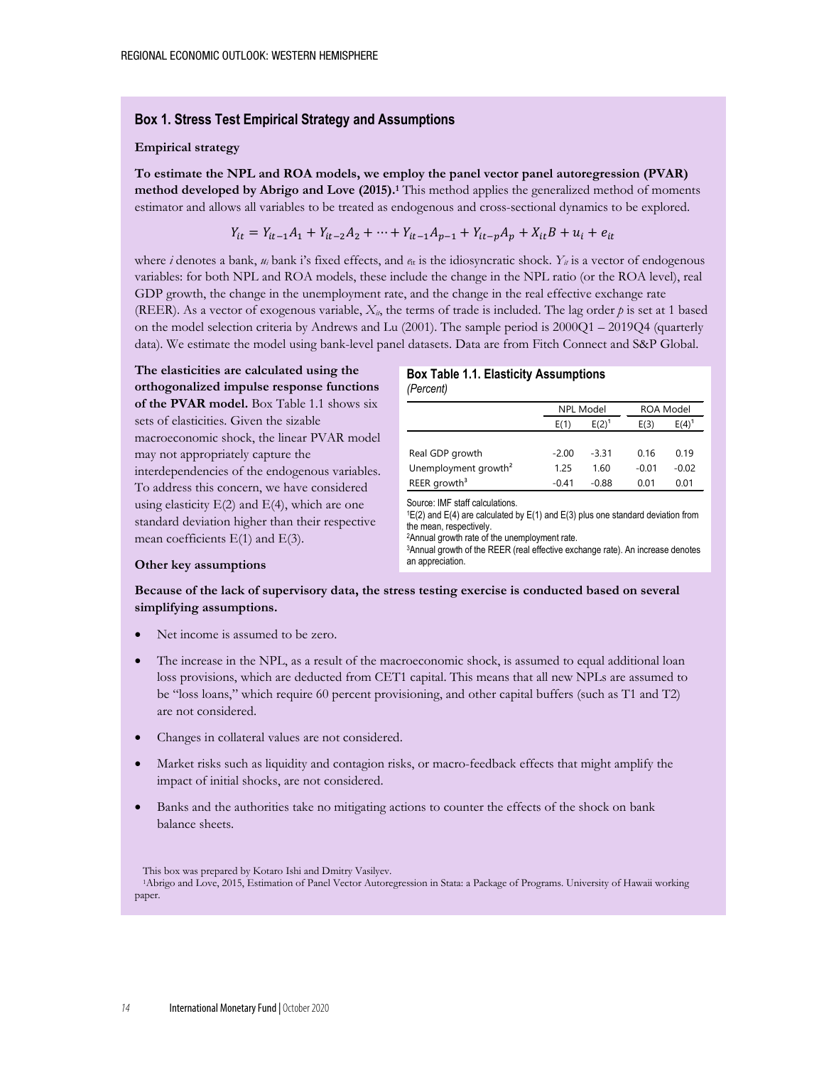## Box 1. Stress Test Empirical Strategy and Assumptions

**Empirical strategy**

**To estimate the NPL and ROA models, we employ the panel vector panel autoregression (PVAR) method developed by Abrigo and Love (2015).**[1] This method applies the generalized method of moments estimator and allows all variables to be treated as endogenous and cross-sectional dynamics to be explored.

$$Y_{it} = Y_{it-1}A_1 + Y_{it-2}A_2 + \cdots + Y_{it-1}A_{p-1} + Y_{it-p}A_p + X_{it}B + u_i + e_{it}$$

where *i* denotes a bank, $u_i$ bank i's fixed effects, and $e_{it}$ is the idiosyncratic shock. $Y_{it}$ is a vector of endogenous variables: for both NPL and ROA models, these include the change in the NPL ratio (or the ROA level), real GDP growth, the change in the unemployment rate, and the change in the real effective exchange rate (REER). As a vector of exogenous variable, $X_{it}$, the terms of trade is included. The lag order *p* is set at 1 based on the model selection criteria by Andrews and Lu (2001). The sample period is 2000Q1 – 2019Q4 (quarterly data). We estimate the model using bank-level panel datasets. Data are from Fitch Connect and S&P Global.

**The elasticities are calculated using the orthogonalized impulse response functions of the PVAR model.** Box Table 1.1 shows six sets of elasticities. Given the sizable macroeconomic shock, the linear PVAR model may not appropriately capture the interdependencies of the endogenous variables. To address this concern, we have considered using elasticity E(2) and E(4), which are one standard deviation higher than their respective mean coefficients E(1) and E(3).

**Box Table 1.1. Elasticity Assumptions**
*(Percent)*

| | NPL Model | | ROA Model | |
|---|---|---|---|---|
| | E(1) | E(2)[1] | E(3) | E(4)[1] |
| Real GDP growth | -2.00 | -3.31 | 0.16 | 0.19 |
| Unemployment growth[2] | 1.25 | 1.60 | -0.01 | -0.02 |
| REER growth[3] | -0.41 | -0.88 | 0.01 | 0.01 |

Source: IMF staff calculations.
[1]E(2) and E(4) are calculated by E(1) and E(3) plus one standard deviation from the mean, respectively.
[2]Annual growth rate of the unemployment rate.
[3]Annual growth of the REER (real effective exchange rate). An increase denotes an appreciation.

**Other key assumptions**

**Because of the lack of supervisory data, the stress testing exercise is conducted based on several simplifying assumptions.**

- Net income is assumed to be zero.
- The increase in the NPL, as a result of the macroeconomic shock, is assumed to equal additional loan loss provisions, which are deducted from CET1 capital. This means that all new NPLs are assumed to be "loss loans," which require 60 percent provisioning, and other capital buffers (such as T1 and T2) are not considered.
- Changes in collateral values are not considered.
- Market risks such as liquidity and contagion risks, or macro-feedback effects that might amplify the impact of initial shocks, are not considered.
- Banks and the authorities take no mitigating actions to counter the effects of the shock on bank balance sheets.

This box was prepared by Kotaro Ishi and Dmitry Vasilyev.
[1]Abrigo and Love, 2015, Estimation of Panel Vector Autoregression in Stata: a Package of Programs. University of Hawaii working paper.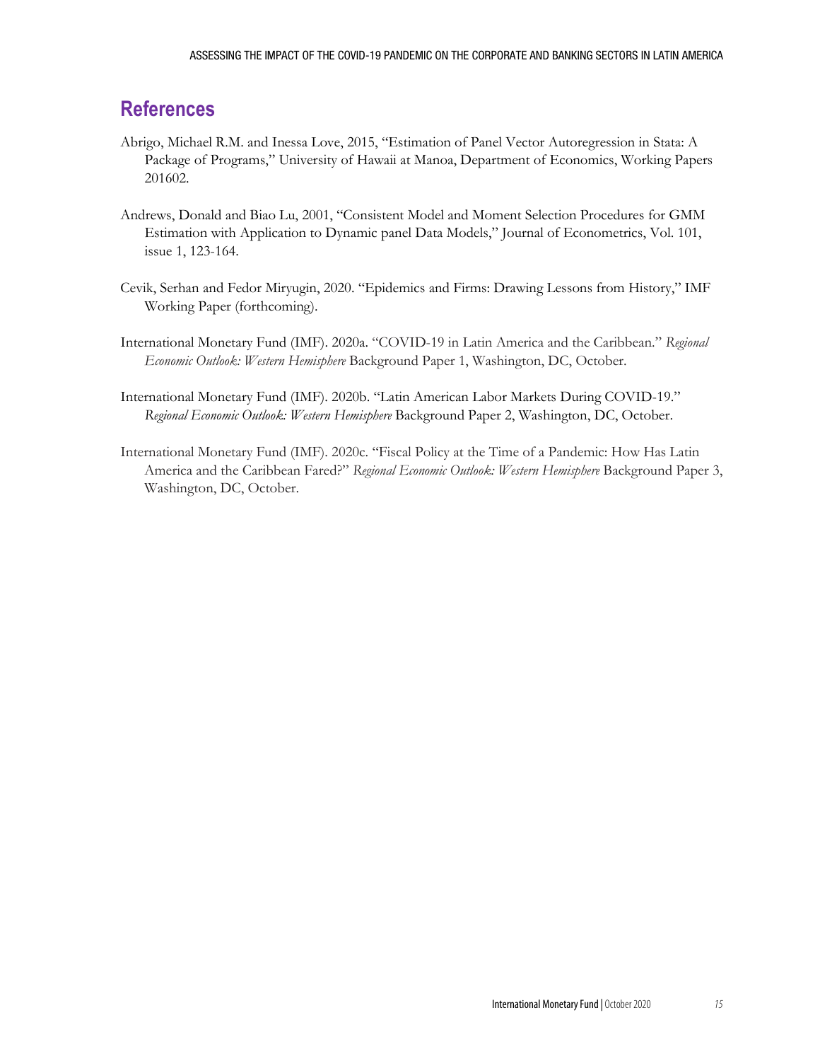## References

Abrigo, Michael R.M. and Inessa Love, 2015, "Estimation of Panel Vector Autoregression in Stata: A Package of Programs," University of Hawaii at Manoa, Department of Economics, Working Papers 201602.

Andrews, Donald and Biao Lu, 2001, "Consistent Model and Moment Selection Procedures for GMM Estimation with Application to Dynamic panel Data Models," Journal of Econometrics, Vol. 101, issue 1, 123-164.

Cevik, Serhan and Fedor Miryugin, 2020. "Epidemics and Firms: Drawing Lessons from History," IMF Working Paper (forthcoming).

International Monetary Fund (IMF). 2020a. "COVID-19 in Latin America and the Caribbean." *Regional Economic Outlook: Western Hemisphere* Background Paper 1, Washington, DC, October.

International Monetary Fund (IMF). 2020b. "Latin American Labor Markets During COVID-19." *Regional Economic Outlook: Western Hemisphere* Background Paper 2, Washington, DC, October.

International Monetary Fund (IMF). 2020c. "Fiscal Policy at the Time of a Pandemic: How Has Latin America and the Caribbean Fared?" *Regional Economic Outlook: Western Hemisphere* Background Paper 3, Washington, DC, October.